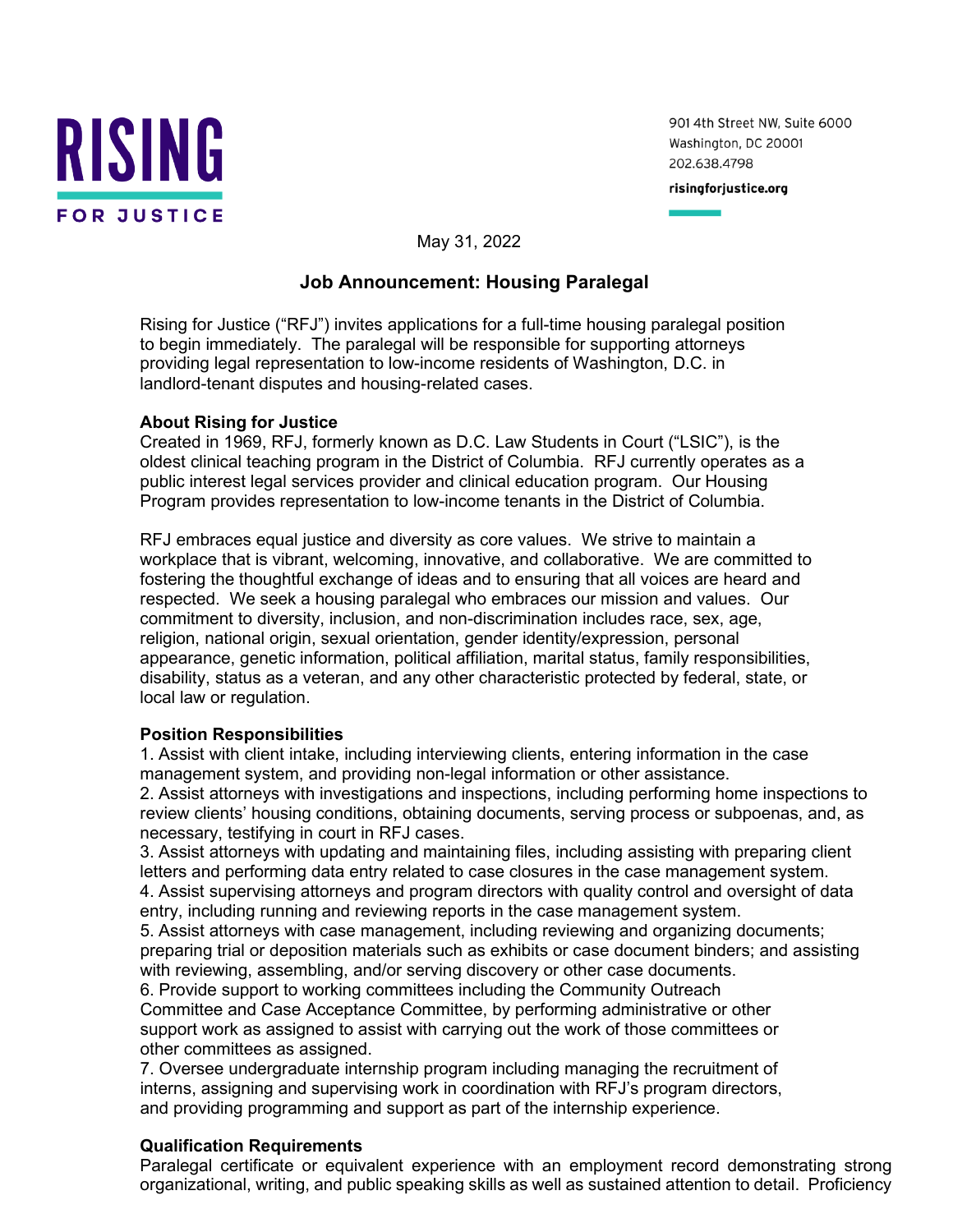# RISING FOR JUSTICE

901 4th Street NW, Suite 6000
Washington, DC 20001
202.638.4798

risingforjustice.org

May 31, 2022

## Job Announcement: Housing Paralegal

Rising for Justice ("RFJ") invites applications for a full-time housing paralegal position to begin immediately. The paralegal will be responsible for supporting attorneys providing legal representation to low-income residents of Washington, D.C. in landlord-tenant disputes and housing-related cases.

**About Rising for Justice**

Created in 1969, RFJ, formerly known as D.C. Law Students in Court ("LSIC"), is the oldest clinical teaching program in the District of Columbia. RFJ currently operates as a public interest legal services provider and clinical education program. Our Housing Program provides representation to low-income tenants in the District of Columbia.

RFJ embraces equal justice and diversity as core values. We strive to maintain a workplace that is vibrant, welcoming, innovative, and collaborative. We are committed to fostering the thoughtful exchange of ideas and to ensuring that all voices are heard and respected. We seek a housing paralegal who embraces our mission and values. Our commitment to diversity, inclusion, and non-discrimination includes race, sex, age, religion, national origin, sexual orientation, gender identity/expression, personal appearance, genetic information, political affiliation, marital status, family responsibilities, disability, status as a veteran, and any other characteristic protected by federal, state, or local law or regulation.

**Position Responsibilities**

1. Assist with client intake, including interviewing clients, entering information in the case management system, and providing non-legal information or other assistance.
2. Assist attorneys with investigations and inspections, including performing home inspections to review clients' housing conditions, obtaining documents, serving process or subpoenas, and, as necessary, testifying in court in RFJ cases.
3. Assist attorneys with updating and maintaining files, including assisting with preparing client letters and performing data entry related to case closures in the case management system.
4. Assist supervising attorneys and program directors with quality control and oversight of data entry, including running and reviewing reports in the case management system.
5. Assist attorneys with case management, including reviewing and organizing documents; preparing trial or deposition materials such as exhibits or case document binders; and assisting with reviewing, assembling, and/or serving discovery or other case documents.
6. Provide support to working committees including the Community Outreach Committee and Case Acceptance Committee, by performing administrative or other support work as assigned to assist with carrying out the work of those committees or other committees as assigned.
7. Oversee undergraduate internship program including managing the recruitment of interns, assigning and supervising work in coordination with RFJ's program directors, and providing programming and support as part of the internship experience.

**Qualification Requirements**

Paralegal certificate or equivalent experience with an employment record demonstrating strong organizational, writing, and public speaking skills as well as sustained attention to detail. Proficiency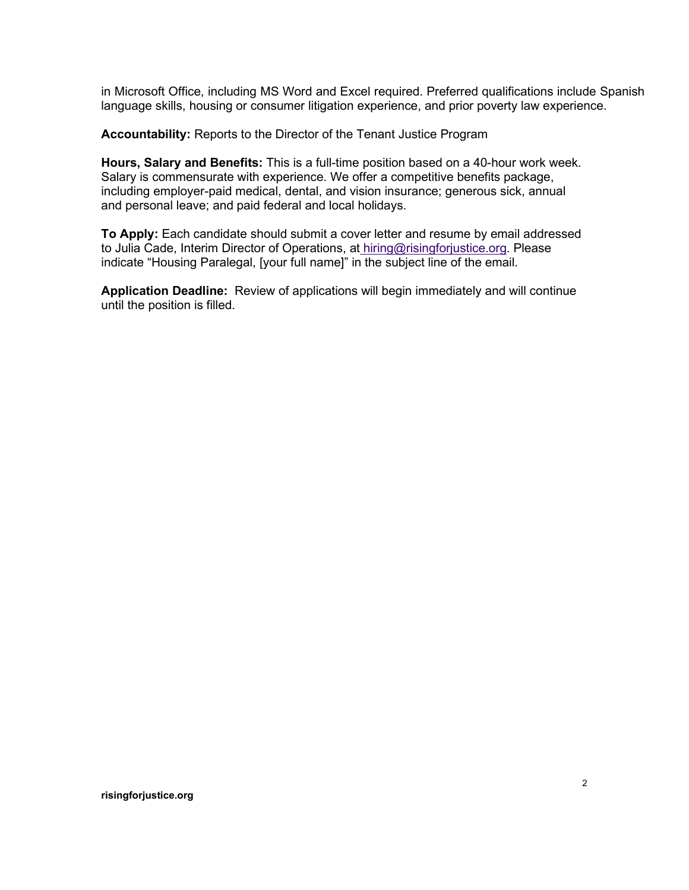in Microsoft Office, including MS Word and Excel required. Preferred qualifications include Spanish language skills, housing or consumer litigation experience, and prior poverty law experience.

**Accountability:** Reports to the Director of the Tenant Justice Program

**Hours, Salary and Benefits:** This is a full-time position based on a 40-hour work week. Salary is commensurate with experience. We offer a competitive benefits package, including employer-paid medical, dental, and vision insurance; generous sick, annual and personal leave; and paid federal and local holidays.

**To Apply:** Each candidate should submit a cover letter and resume by email addressed to Julia Cade, Interim Director of Operations, at hiring@risingforjustice.org. Please indicate "Housing Paralegal, [your full name]" in the subject line of the email.

**Application Deadline:** Review of applications will begin immediately and will continue until the position is filled.